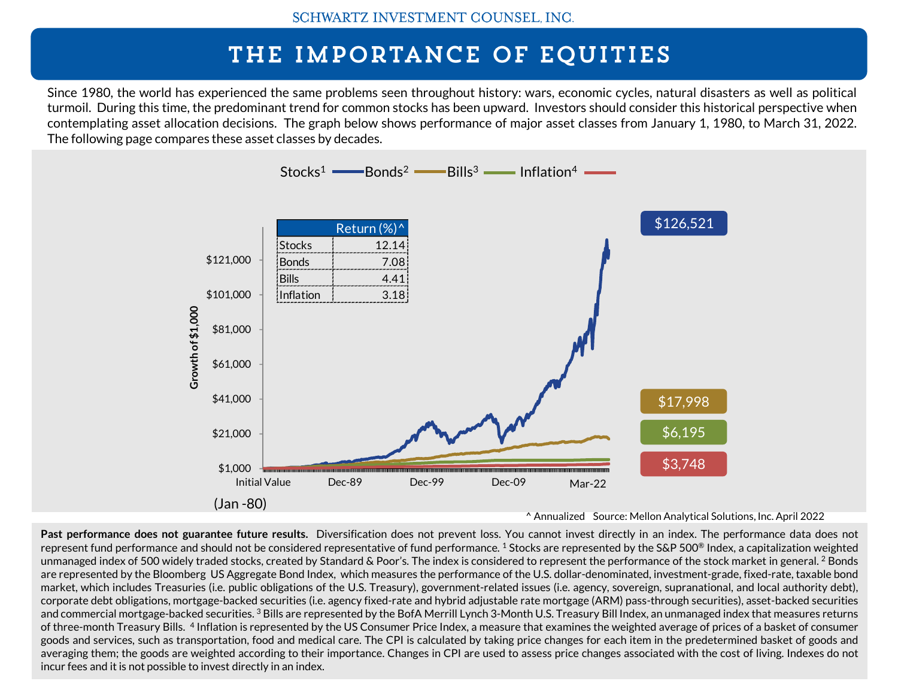SCHWARTZ INVESTMENT COUNSEL, INC.

# THE IMPORTANCE OF EQUITIES

Since 1980, the world has experienced the same problems seen throughout history: wars, economic cycles, natural disasters as well as political turmoil. During this time, the predominant trend for common stocks has been upward. Investors should consider this historical perspective when contemplating asset allocation decisions. The graph below shows performance of major asset classes from January 1, 1980, to March 31, 2022. The following page compares these asset classes by decades.

Stocks[1] Bonds[2] Bills[3] Inflation[4]

| | Return (%)^ |
|---|---|
| Stocks | 12.14 |
| Bonds | 7.08 |
| Bills | 4.41 |
| Inflation | 3.18 |

Growth of $1,000

$126,521

$17,998

$6,195

$3,748

Initial Value (Jan -80) | Dec-89 | Dec-99 | Dec-09 | Mar-22

^ Annualized Source: Mellon Analytical Solutions, Inc. April 2022

**Past performance does not guarantee future results.** Diversification does not prevent loss. You cannot invest directly in an index. The performance data does not represent fund performance and should not be considered representative of fund performance. [1] Stocks are represented by the S&P 500® Index, a capitalization weighted unmanaged index of 500 widely traded stocks, created by Standard & Poor's. The index is considered to represent the performance of the stock market in general. [2] Bonds are represented by the Bloomberg US Aggregate Bond Index, which measures the performance of the U.S. dollar-denominated, investment-grade, fixed-rate, taxable bond market, which includes Treasuries (i.e. public obligations of the U.S. Treasury), government-related issues (i.e. agency, sovereign, supranational, and local authority debt), corporate debt obligations, mortgage-backed securities (i.e. agency fixed-rate and hybrid adjustable rate mortgage (ARM) pass-through securities), asset-backed securities and commercial mortgage-backed securities. [3] Bills are represented by the BofA Merrill Lynch 3-Month U.S. Treasury Bill Index, an unmanaged index that measures returns of three-month Treasury Bills. [4] Inflation is represented by the US Consumer Price Index, a measure that examines the weighted average of prices of a basket of consumer goods and services, such as transportation, food and medical care. The CPI is calculated by taking price changes for each item in the predetermined basket of goods and averaging them; the goods are weighted according to their importance. Changes in CPI are used to assess price changes associated with the cost of living. Indexes do not incur fees and it is not possible to invest directly in an index.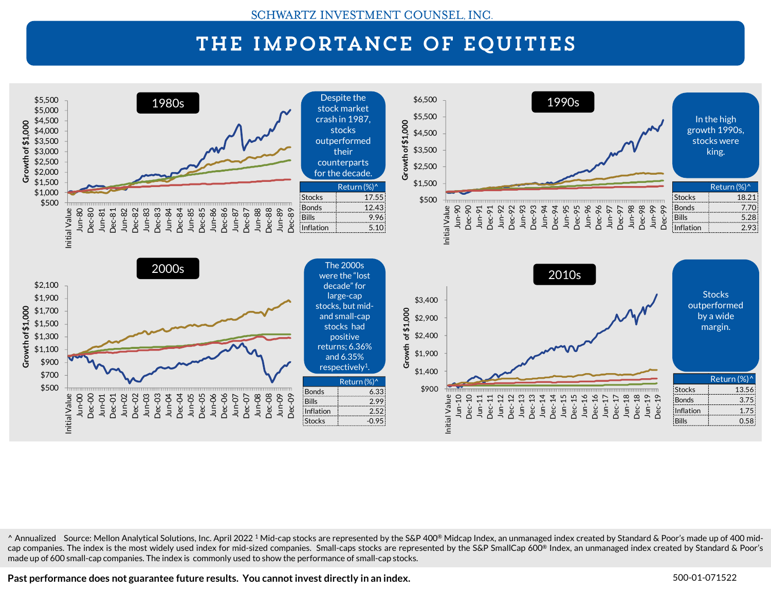SCHWARTZ INVESTMENT COUNSEL, INC.

# THE IMPORTANCE OF EQUITIES

## 1980s

Growth of $1,000

$5,500
$5,000
$4,500
$4,000
$3,500
$3,000
$2,500
$2,000
$1,500
$1,000
$500

Initial Value, Jun-80, Dec-80, Jun-81, Dec-81, Jun-82, Dec-82, Jun-83, Dec-83, Jun-84, Dec-84, Jun-85, Dec-85, Jun-86, Dec-86, Jun-87, Dec-87, Jun-88, Dec-88, Jun-89, Dec-89

Despite the stock market crash in 1987, stocks outperformed their counterparts for the decade.

| | Return (%)^ |
|---|---|
| Stocks | 17.55 |
| Bonds | 12.43 |
| Bills | 9.96 |
| Inflation | 5.10 |

## 1990s

Growth of $1,000

$6,500
$5,500
$4,500
$3,500
$2,500
$1,500
$500

Initial Value, Jun-90, Dec-90, Jun-91, Dec-91, Jun-92, Dec-92, Jun-93, Dec-93, Jun-94, Dec-94, Jun-95, Dec-95, Jun-96, Dec-96, Jun-97, Dec-97, Jun-98, Dec-98, Jun-99, Dec-99

In the high growth 1990s, stocks were king.

| | Return (%)^ |
|---|---|
| Stocks | 18.21 |
| Bonds | 7.70 |
| Bills | 5.28 |
| Inflation | 2.93 |

## 2000s

Growth of $1,000

$2,100
$1,900
$1,700
$1,500
$1,300
$1,100
$900
$700
$500

Initial Value, Jun-00, Dec-00, Jun-01, Dec-01, Jun-02, Dec-02, Jun-03, Dec-03, Jun-04, Dec-04, Jun-05, Dec-05, Jun-06, Dec-06, Jun-07, Dec-07, Jun-08, Dec-08, Jun-09, Dec-09

The 2000s were the "lost decade" for large-cap stocks, but mid- and small-cap stocks had positive returns; 6.36% and 6.35% respectively[1].

| | Return (%)^ |
|---|---|
| Bonds | 6.33 |
| Bills | 2.99 |
| Inflation | 2.52 |
| Stocks | -0.95 |

## 2010s

Growth of $1,000

$3,400
$2,900
$2,400
$1,900
$1,400
$900

Initial Value, Jun-10, Dec-10, Jun-11, Dec-11, Jun-12, Dec-12, Jun-13, Dec-13, Jun-14, Dec-14, Jun-15, Dec-15, Jun-16, Dec-16, Jun-17, Dec-17, Jun-18, Dec-18, Jun-19, Dec-19

Stocks outperformed by a wide margin.

| | Return (%)^ |
|---|---|
| Stocks | 13.56 |
| Bonds | 3.75 |
| Inflation | 1.75 |
| Bills | 0.58 |

^ Annualized Source: Mellon Analytical Solutions, Inc. April 2022 [1] Mid-cap stocks are represented by the S&P 400® Midcap Index, an unmanaged index created by Standard & Poor's made up of 400 mid-cap companies. The index is the most widely used index for mid-sized companies. Small-caps stocks are represented by the S&P SmallCap 600® Index, an unmanaged index created by Standard & Poor's made up of 600 small-cap companies. The index is commonly used to show the performance of small-cap stocks.

**Past performance does not guarantee future results. You cannot invest directly in an index.**

500-01-071522